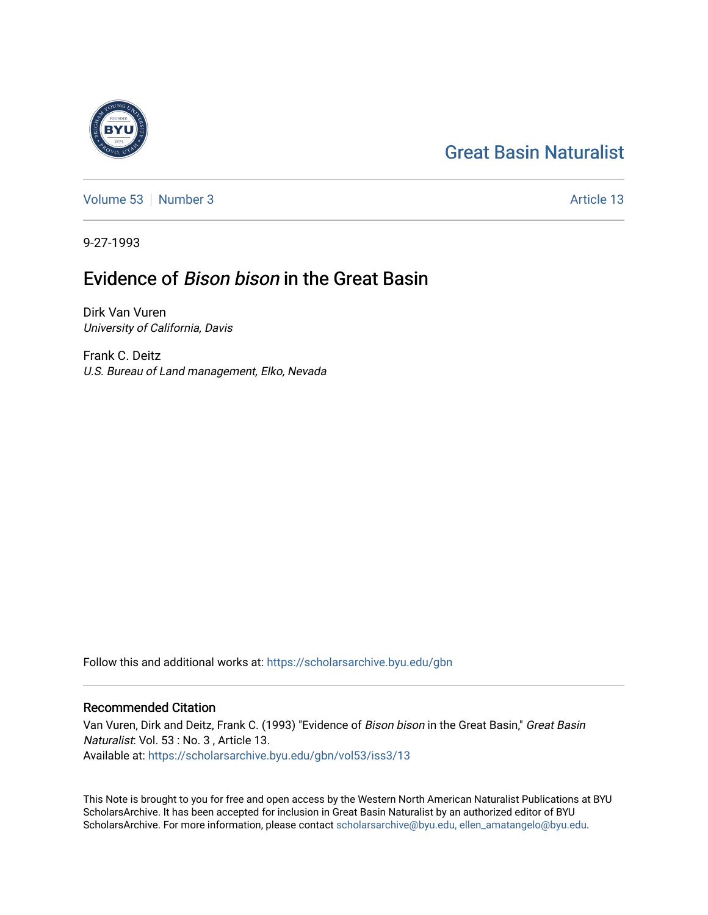Great Basin Naturalist

Volume 53 | Number 3 Article 13

9-27-1993

# Evidence of *Bison bison* in the Great Basin

Dirk Van Vuren
*University of California, Davis*

Frank C. Deitz
*U.S. Bureau of Land management, Elko, Nevada*

Follow this and additional works at: https://scholarsarchive.byu.edu/gbn

## Recommended Citation

Van Vuren, Dirk and Deitz, Frank C. (1993) "Evidence of *Bison bison* in the Great Basin," *Great Basin Naturalist*: Vol. 53 : No. 3 , Article 13.
Available at: https://scholarsarchive.byu.edu/gbn/vol53/iss3/13

This Note is brought to you for free and open access by the Western North American Naturalist Publications at BYU ScholarsArchive. It has been accepted for inclusion in Great Basin Naturalist by an authorized editor of BYU ScholarsArchive. For more information, please contact scholarsarchive@byu.edu, ellen_amatangelo@byu.edu.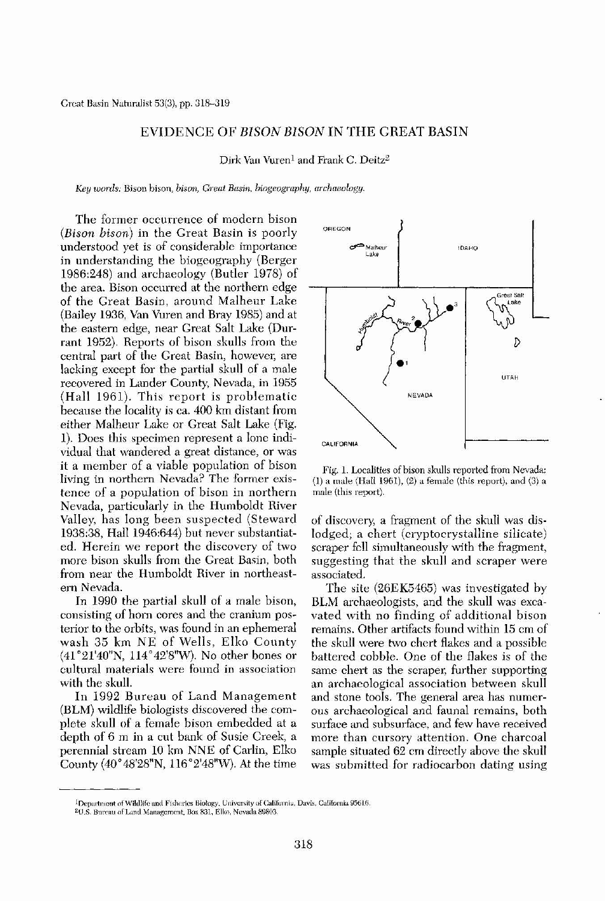# EVIDENCE OF *BISON BISON* IN THE GREAT BASIN

Dirk Van Vuren[1] and Frank C. Deitz[2]

*Key words:* Bison bison, *bison, Great Basin, biogeography, archaeology.*

The former occurrence of modern bison (*Bison bison*) in the Great Basin is poorly understood yet is of considerable importance in understanding the biogeography (Berger 1986:248) and archaeology (Butler 1978) of the area. Bison occurred at the northern edge of the Great Basin, around Malheur Lake (Bailey 1936, Van Vuren and Bray 1985) and at the eastern edge, near Great Salt Lake (Durrant 1952). Reports of bison skulls from the central part of the Great Basin, however, are lacking except for the partial skull of a male recovered in Lander County, Nevada, in 1955 (Hall 1961). This report is problematic because the locality is ca. 400 km distant from either Malheur Lake or Great Salt Lake (Fig. 1). Does this specimen represent a lone individual that wandered a great distance, or was it a member of a viable population of bison living in northern Nevada? The former existence of a population of bison in northern Nevada, particularly in the Humboldt River Valley, has long been suspected (Steward 1938:38, Hall 1946:644) but never substantiated. Herein we report the discovery of two more bison skulls from the Great Basin, both from near the Humboldt River in northeastern Nevada.

In 1990 the partial skull of a male bison, consisting of horn cores and the cranium posterior to the orbits, was found in an ephemeral wash 35 km NE of Wells, Elko County (41°21'40"N, 114°42'8"W). No other bones or cultural materials were found in association with the skull.

In 1992 Bureau of Land Management (BLM) wildlife biologists discovered the complete skull of a female bison embedded at a depth of 6 m in a cut bank of Susie Creek, a perennial stream 10 km NNE of Carlin, Elko County (40°48'28"N, 116°2'48"W). At the time of discovery, a fragment of the skull was dislodged; a chert (cryptocrystalline silicate) scraper fell simultaneously with the fragment, suggesting that the skull and scraper were associated.

OREGON
Malheur Lake
IDAHO
Great Salt Lake
Humboldt River
NEVADA
UTAH
CALIFORNIA
1
2
3

Fig. 1. Localities of bison skulls reported from Nevada: (1) a male (Hall 1961), (2) a female (this report), and (3) a male (this report).

The site (26EK5465) was investigated by BLM archaeologists, and the skull was excavated with no finding of additional bison remains. Other artifacts found within 15 cm of the skull were two chert flakes and a possible battered cobble. One of the flakes is of the same chert as the scraper, further supporting an archaeological association between skull and stone tools. The general area has numerous archaeological and faunal remains, both surface and subsurface, and few have received more than cursory attention. One charcoal sample situated 62 cm directly above the skull was submitted for radiocarbon dating using

[1]Department of Wildlife and Fisheries Biology, University of California, Davis, California 95616.

[2]U.S. Bureau of Land Management, Box 831, Elko, Nevada 89803.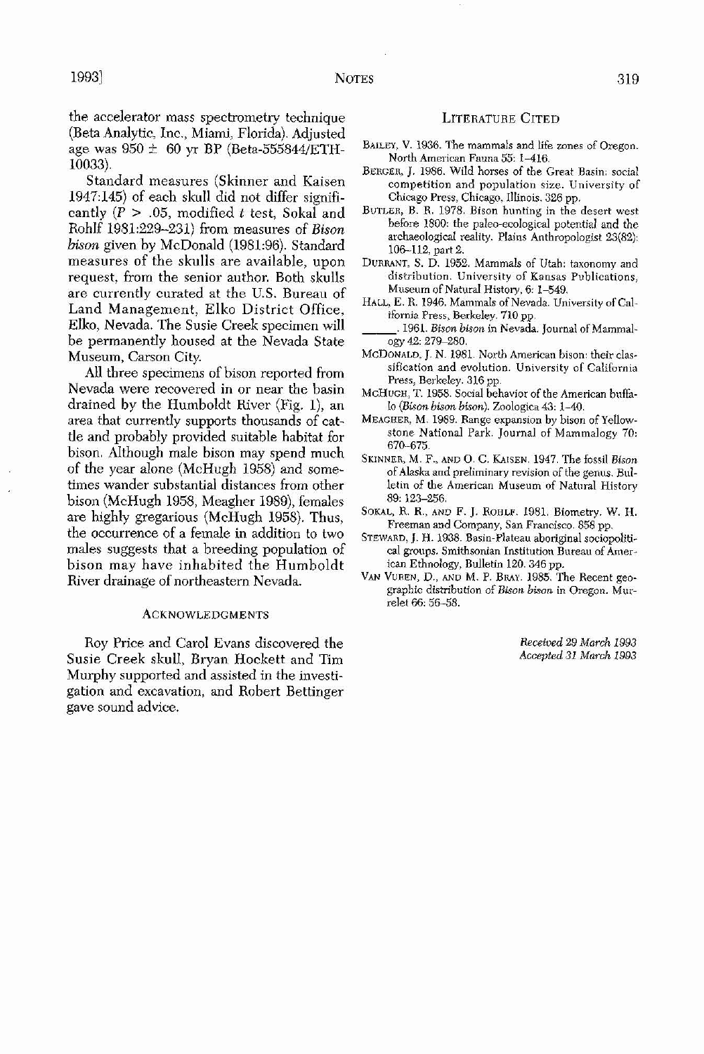the accelerator mass spectrometry technique (Beta Analytic, Inc., Miami, Florida). Adjusted age was 950 ± 60 yr BP (Beta-555844/ETH-10033).

Standard measures (Skinner and Kaisen 1947:145) of each skull did not differ significantly ($P > .05$, modified $t$ test, Sokal and Rohlf 1981:229–231) from measures of *Bison bison* given by McDonald (1981:96). Standard measures of the skulls are available, upon request, from the senior author. Both skulls are currently curated at the U.S. Bureau of Land Management, Elko District Office, Elko, Nevada. The Susie Creek specimen will be permanently housed at the Nevada State Museum, Carson City.

All three specimens of bison reported from Nevada were recovered in or near the basin drained by the Humboldt River (Fig. 1), an area that currently supports thousands of cattle and probably provided suitable habitat for bison. Although male bison may spend much of the year alone (McHugh 1958) and sometimes wander substantial distances from other bison (McHugh 1958, Meagher 1989), females are highly gregarious (McHugh 1958). Thus, the occurrence of a female in addition to two males suggests that a breeding population of bison may have inhabited the Humboldt River drainage of northeastern Nevada.

## Acknowledgments

Roy Price and Carol Evans discovered the Susie Creek skull, Bryan Hockett and Tim Murphy supported and assisted in the investigation and excavation, and Robert Bettinger gave sound advice.

## Literature Cited

Bailey, V. 1936. The mammals and life zones of Oregon. North American Fauna 55: 1–416.

Berger, J. 1986. Wild horses of the Great Basin: social competition and population size. University of Chicago Press, Chicago, Illinois. 326 pp.

Butler, B. R. 1978. Bison hunting in the desert west before 1800: the paleo-ecological potential and the archaeological reality. Plains Anthropologist 23(82): 106–112, part 2.

Durrant, S. D. 1952. Mammals of Utah: taxonomy and distribution. University of Kansas Publications, Museum of Natural History, 6: 1–549.

Hall, E. R. 1946. Mammals of Nevada. University of California Press, Berkeley. 710 pp.

______. 1961. *Bison bison* in Nevada. Journal of Mammalogy 42: 279–280.

McDonald, J. N. 1981. North American bison: their classification and evolution. University of California Press, Berkeley. 316 pp.

McHugh, T. 1958. Social behavior of the American buffalo (*Bison bison bison*). Zoologica 43: 1–40.

Meagher, M. 1989. Range expansion by bison of Yellowstone National Park. Journal of Mammalogy 70: 670–675.

Skinner, M. F., and O. C. Kaisen. 1947. The fossil *Bison* of Alaska and preliminary revision of the genus. Bulletin of the American Museum of Natural History 89: 123–256.

Sokal, R. R., and F. J. Rohlf. 1981. Biometry. W. H. Freeman and Company, San Francisco. 858 pp.

Steward, J. H. 1938. Basin-Plateau aboriginal sociopolitical groups. Smithsonian Institution Bureau of American Ethnology, Bulletin 120. 346 pp.

Van Vuren, D., and M. P. Bray. 1985. The Recent geographic distribution of *Bison bison* in Oregon. Murrelet 66: 56–58.

*Received 29 March 1993*
*Accepted 31 March 1993*